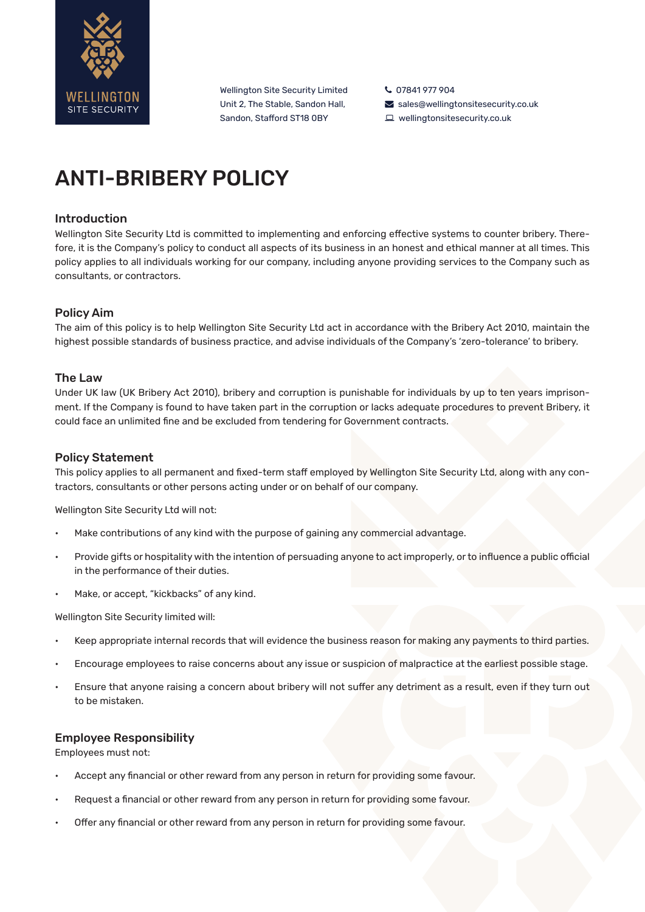Wellington Site Security Limited
Unit 2, The Stable, Sandon Hall,
Sandon, Stafford ST18 0BY

07841 977 904
sales@wellingtonsitesecurity.co.uk
wellingtonsitesecurity.co.uk

# ANTI-BRIBERY POLICY

## Introduction

Wellington Site Security Ltd is committed to implementing and enforcing effective systems to counter bribery. Therefore, it is the Company's policy to conduct all aspects of its business in an honest and ethical manner at all times. This policy applies to all individuals working for our company, including anyone providing services to the Company such as consultants, or contractors.

## Policy Aim

The aim of this policy is to help Wellington Site Security Ltd act in accordance with the Bribery Act 2010, maintain the highest possible standards of business practice, and advise individuals of the Company's 'zero-tolerance' to bribery.

## The Law

Under UK law (UK Bribery Act 2010), bribery and corruption is punishable for individuals by up to ten years imprisonment. If the Company is found to have taken part in the corruption or lacks adequate procedures to prevent Bribery, it could face an unlimited fine and be excluded from tendering for Government contracts.

## Policy Statement

This policy applies to all permanent and fixed-term staff employed by Wellington Site Security Ltd, along with any contractors, consultants or other persons acting under or on behalf of our company.

Wellington Site Security Ltd will not:

- Make contributions of any kind with the purpose of gaining any commercial advantage.
- Provide gifts or hospitality with the intention of persuading anyone to act improperly, or to influence a public official in the performance of their duties.
- Make, or accept, "kickbacks" of any kind.

Wellington Site Security limited will:

- Keep appropriate internal records that will evidence the business reason for making any payments to third parties.
- Encourage employees to raise concerns about any issue or suspicion of malpractice at the earliest possible stage.
- Ensure that anyone raising a concern about bribery will not suffer any detriment as a result, even if they turn out to be mistaken.

## Employee Responsibility

Employees must not:

- Accept any financial or other reward from any person in return for providing some favour.
- Request a financial or other reward from any person in return for providing some favour.
- Offer any financial or other reward from any person in return for providing some favour.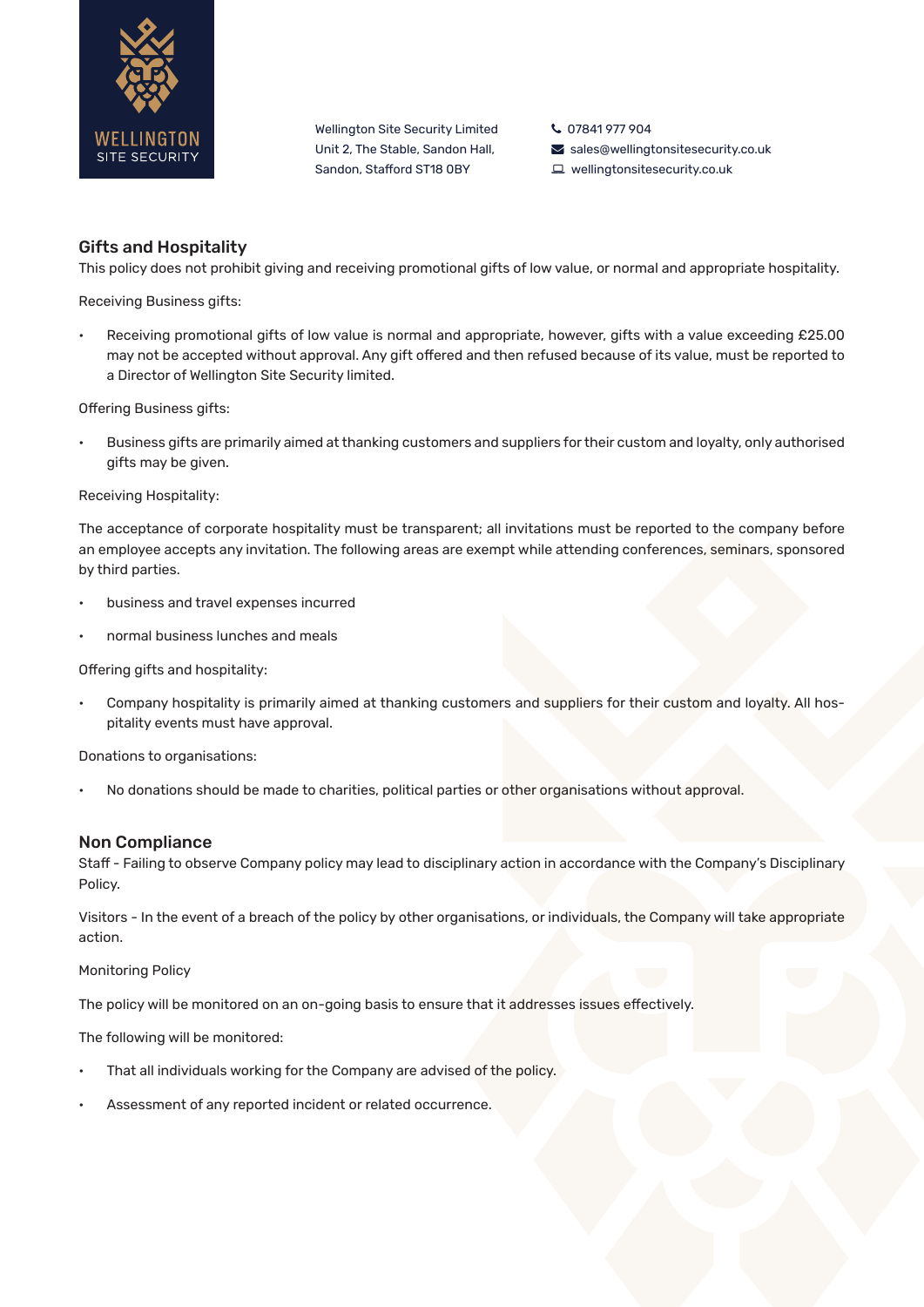## Gifts and Hospitality

This policy does not prohibit giving and receiving promotional gifts of low value, or normal and appropriate hospitality.

Receiving Business gifts:

- Receiving promotional gifts of low value is normal and appropriate, however, gifts with a value exceeding £25.00 may not be accepted without approval. Any gift offered and then refused because of its value, must be reported to a Director of Wellington Site Security limited.

Offering Business gifts:

- Business gifts are primarily aimed at thanking customers and suppliers for their custom and loyalty, only authorised gifts may be given.

Receiving Hospitality:

The acceptance of corporate hospitality must be transparent; all invitations must be reported to the company before an employee accepts any invitation. The following areas are exempt while attending conferences, seminars, sponsored by third parties.

- business and travel expenses incurred
- normal business lunches and meals

Offering gifts and hospitality:

- Company hospitality is primarily aimed at thanking customers and suppliers for their custom and loyalty. All hospitality events must have approval.

Donations to organisations:

- No donations should be made to charities, political parties or other organisations without approval.

## Non Compliance

Staff - Failing to observe Company policy may lead to disciplinary action in accordance with the Company's Disciplinary Policy.

Visitors - In the event of a breach of the policy by other organisations, or individuals, the Company will take appropriate action.

Monitoring Policy

The policy will be monitored on an on-going basis to ensure that it addresses issues effectively.

The following will be monitored:

- That all individuals working for the Company are advised of the policy.
- Assessment of any reported incident or related occurrence.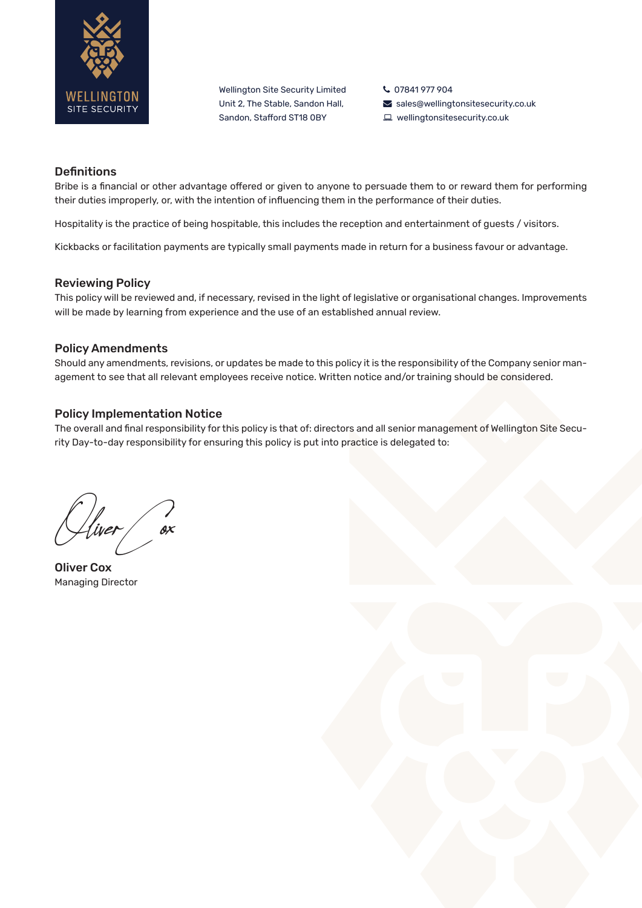## Definitions

Bribe is a financial or other advantage offered or given to anyone to persuade them to or reward them for performing their duties improperly, or, with the intention of influencing them in the performance of their duties.

Hospitality is the practice of being hospitable, this includes the reception and entertainment of guests / visitors.

Kickbacks or facilitation payments are typically small payments made in return for a business favour or advantage.

## Reviewing Policy

This policy will be reviewed and, if necessary, revised in the light of legislative or organisational changes. Improvements will be made by learning from experience and the use of an established annual review.

## Policy Amendments

Should any amendments, revisions, or updates be made to this policy it is the responsibility of the Company senior management to see that all relevant employees receive notice. Written notice and/or training should be considered.

## Policy Implementation Notice

The overall and final responsibility for this policy is that of: directors and all senior management of Wellington Site Security Day-to-day responsibility for ensuring this policy is put into practice is delegated to:

**Oliver Cox**
Managing Director